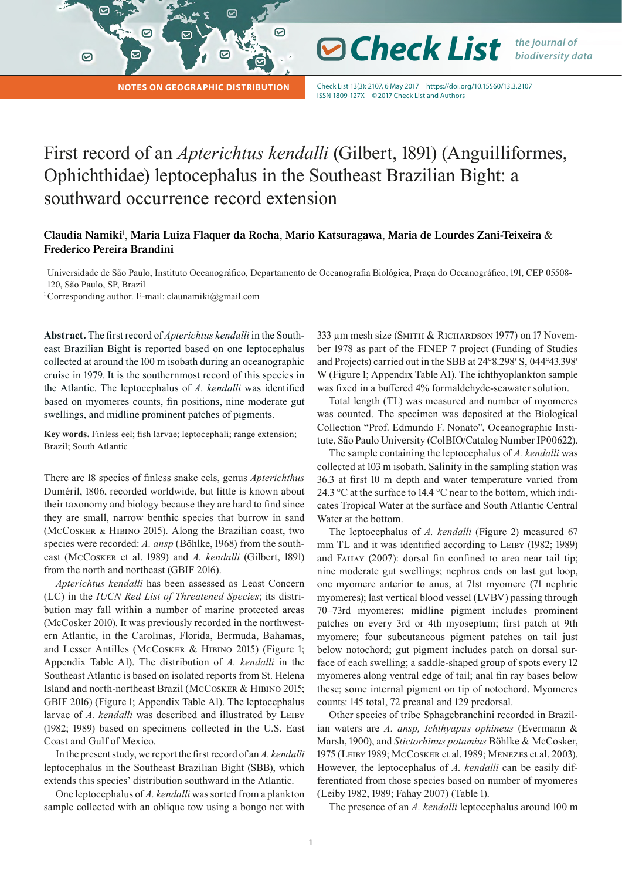NOTES ON GEOGRAPHIC DISTRIBUTION

# First record of an *Apterichtus kendalli* (Gilbert, 1891) (Anguilliformes, Ophichthidae) leptocephalus in the Southeast Brazilian Bight: a southward occurrence record extension

**Claudia Namiki**[1], **Maria Luiza Flaquer da Rocha**, **Mario Katsuragawa**, **Maria de Lourdes Zani-Teixeira** & **Frederico Pereira Brandini**

Universidade de São Paulo, Instituto Oceanográfico, Departamento de Oceanografia Biológica, Praça do Oceanográfico, 191, CEP 05508-120, São Paulo, SP, Brazil

[1] Corresponding author. E-mail: claunamiki@gmail.com

**Abstract.** The first record of *Apterichtus kendalli* in the Southeast Brazilian Bight is reported based on one leptocephalus collected at around the 100 m isobath during an oceanographic cruise in 1979. It is the southernmost record of this species in the Atlantic. The leptocephalus of *A. kendalli* was identified based on myomeres counts, fin positions, nine moderate gut swellings, and midline prominent patches of pigments.

**Key words.** Finless eel; fish larvae; leptocephali; range extension; Brazil; South Atlantic

There are 18 species of finless snake eels, genus *Apterichthus* Duméril, 1806, recorded worldwide, but little is known about their taxonomy and biology because they are hard to find since they are small, narrow benthic species that burrow in sand (McCosker & Hibino 2015). Along the Brazilian coast, two species were recorded: *A. ansp* (Böhlke, 1968) from the southeast (McCosker et al. 1989) and *A. kendalli* (Gilbert, 1891) from the north and northeast (GBIF 2016).

*Apterichtus kendalli* has been assessed as Least Concern (LC) in the *IUCN Red List of Threatened Species*; its distribution may fall within a number of marine protected areas (McCosker 2010). It was previously recorded in the northwestern Atlantic, in the Carolinas, Florida, Bermuda, Bahamas, and Lesser Antilles (McCosker & Hibino 2015) (Figure 1; Appendix Table A1). The distribution of *A. kendalli* in the Southeast Atlantic is based on isolated reports from St. Helena Island and north-northeast Brazil (McCosker & Hibino 2015; GBIF 2016) (Figure 1; Appendix Table A1). The leptocephalus larvae of *A. kendalli* was described and illustrated by Leiby (1982; 1989) based on specimens collected in the U.S. East Coast and Gulf of Mexico.

In the present study, we report the first record of an *A. kendalli* leptocephalus in the Southeast Brazilian Bight (SBB), which extends this species' distribution southward in the Atlantic.

One leptocephalus of *A. kendalli* was sorted from a plankton sample collected with an oblique tow using a bongo net with 333 µm mesh size (Smith & Richardson 1977) on 17 November 1978 as part of the FINEP 7 project (Funding of Studies and Projects) carried out in the SBB at 24°8.298′ S, 044°43.398′ W (Figure 1; Appendix Table A1). The ichthyoplankton sample was fixed in a buffered 4% formaldehyde-seawater solution.

Total length (TL) was measured and number of myomeres was counted. The specimen was deposited at the Biological Collection "Prof. Edmundo F. Nonato", Oceanographic Institute, São Paulo University (ColBIO/Catalog Number IP00622).

The sample containing the leptocephalus of *A. kendalli* was collected at 103 m isobath. Salinity in the sampling station was 36.3 at first 10 m depth and water temperature varied from 24.3 °C at the surface to 14.4 °C near to the bottom, which indicates Tropical Water at the surface and South Atlantic Central Water at the bottom.

The leptocephalus of *A. kendalli* (Figure 2) measured 67 mm TL and it was identified according to Leiby (1982; 1989) and Fahay (2007): dorsal fin confined to area near tail tip; nine moderate gut swellings; nephros ends on last gut loop, one myomere anterior to anus, at 71st myomere (71 nephric myomeres); last vertical blood vessel (LVBV) passing through 70–73rd myomeres; midline pigment includes prominent patches on every 3rd or 4th myoseptum; first patch at 9th myomere; four subcutaneous pigment patches on tail just below notochord; gut pigment includes patch on dorsal surface of each swelling; a saddle-shaped group of spots every 12 myomeres along ventral edge of tail; anal fin ray bases below these; some internal pigment on tip of notochord. Myomeres counts: 145 total, 72 preanal and 129 predorsal.

Other species of tribe Sphagebranchini recorded in Brazilian waters are *A. ansp, Ichthyapus ophineus* (Evermann & Marsh, 1900), and *Stictorhinus potamius* Böhlke & McCosker, 1975 (Leiby 1989; McCosker et al. 1989; Menezes et al. 2003). However, the leptocephalus of *A. kendalli* can be easily differentiated from those species based on number of myomeres (Leiby 1982, 1989; Fahay 2007) (Table 1).

The presence of an *A. kendalli* leptocephalus around 100 m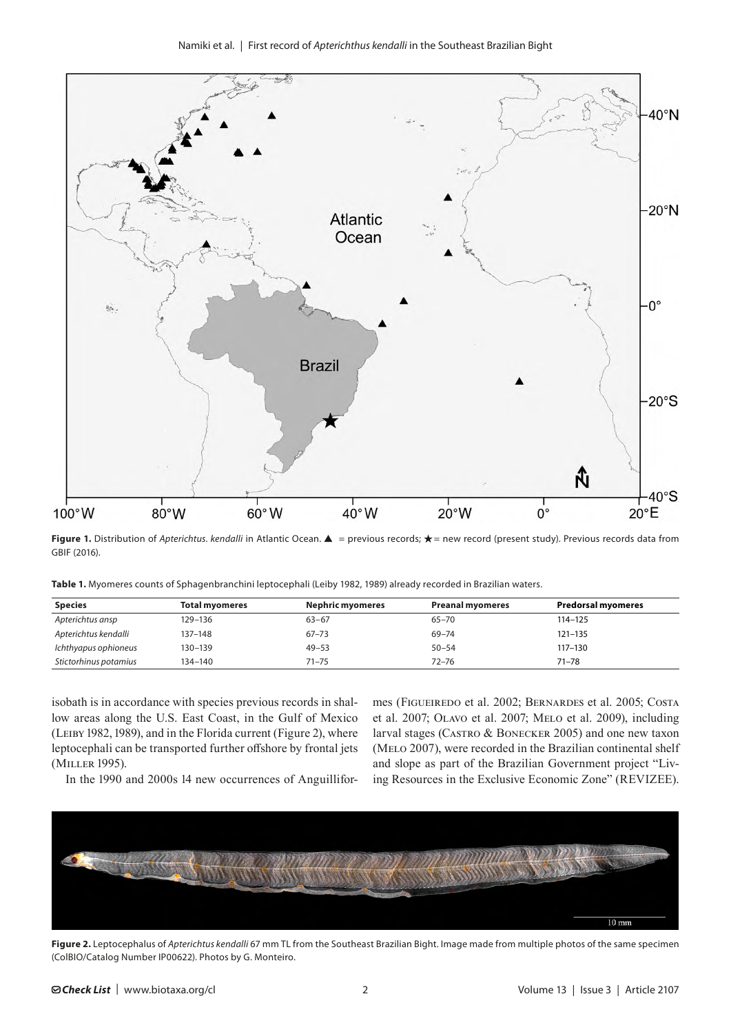**Figure 1.** Distribution of *Apterichtus. kendalli* in Atlantic Ocean. ▲ = previous records; ★ = new record (present study). Previous records data from GBIF (2016).

**Table 1.** Myomeres counts of Sphagenbranchini leptocephali (Leiby 1982, 1989) already recorded in Brazilian waters.

| Species | Total myomeres | Nephric myomeres | Preanal myomeres | Predorsal myomeres |
|---|---|---|---|---|
| *Apterichtus ansp* | 129–136 | 63–67 | 65–70 | 114–125 |
| *Apterichtus kendalli* | 137–148 | 67–73 | 69–74 | 121–135 |
| *Ichthyapus ophioneus* | 130–139 | 49–53 | 50–54 | 117–130 |
| *Stictorhinus potamius* | 134–140 | 71–75 | 72–76 | 71–78 |

isobath is in accordance with species previous records in shallow areas along the U.S. East Coast, in the Gulf of Mexico (Leiby 1982, 1989), and in the Florida current (Figure 2), where leptocephali can be transported further offshore by frontal jets (Miller 1995).

In the 1990 and 2000s 14 new occurrences of Anguilliformes (Figueiredo et al. 2002; Bernardes et al. 2005; Costa et al. 2007; Olavo et al. 2007; Melo et al. 2009), including larval stages (Castro & Bonecker 2005) and one new taxon (Melo 2007), were recorded in the Brazilian continental shelf and slope as part of the Brazilian Government project "Living Resources in the Exclusive Economic Zone" (REVIZEE).

**Figure 2.** Leptocephalus of *Apterichtus kendalli* 67 mm TL from the Southeast Brazilian Bight. Image made from multiple photos of the same specimen (ColBIO/Catalog Number IP00622). Photos by G. Monteiro.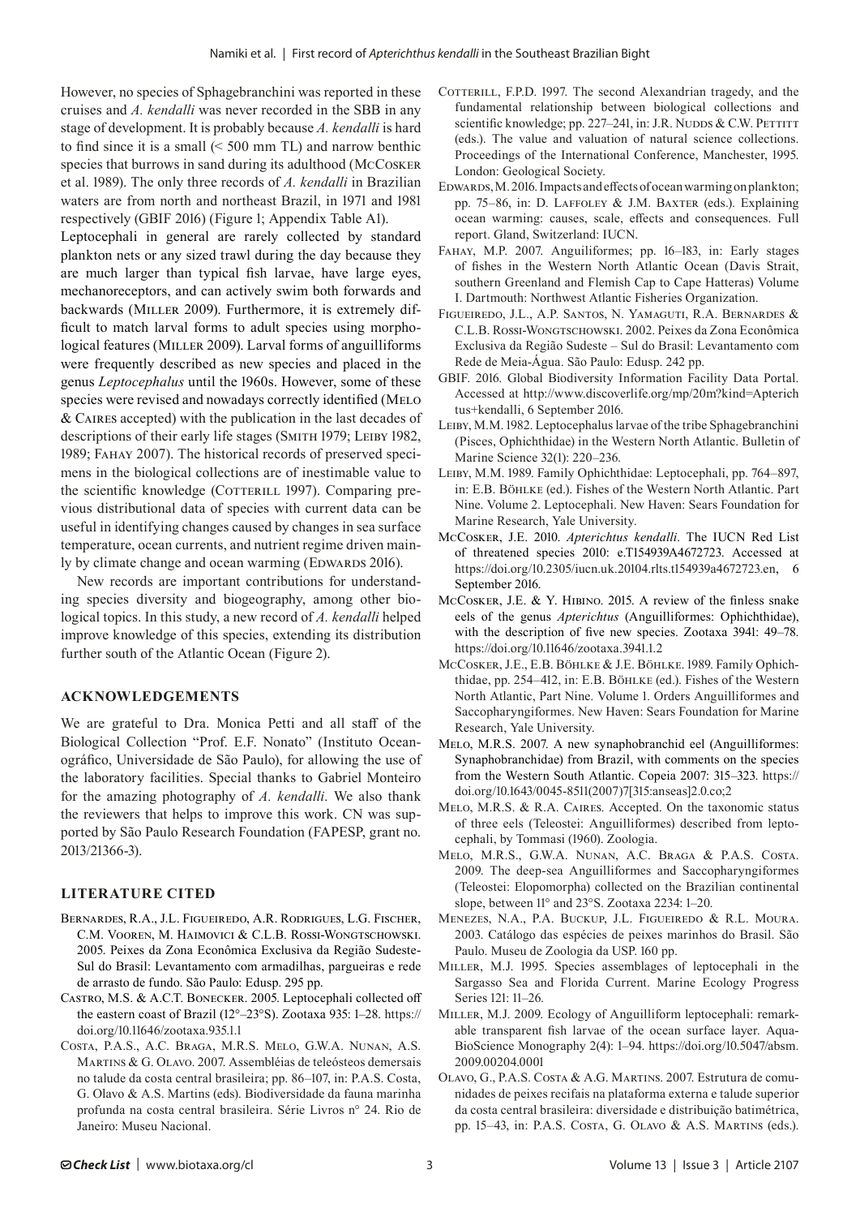However, no species of Sphagebranchini was reported in these cruises and *A. kendalli* was never recorded in the SBB in any stage of development. It is probably because *A. kendalli* is hard to find since it is a small (< 500 mm TL) and narrow benthic species that burrows in sand during its adulthood (McCosker et al. 1989). The only three records of *A. kendalli* in Brazilian waters are from north and northeast Brazil, in 1971 and 1981 respectively (GBIF 2016) (Figure 1; Appendix Table A1).

Leptocephali in general are rarely collected by standard plankton nets or any sized trawl during the day because they are much larger than typical fish larvae, have large eyes, mechanoreceptors, and can actively swim both forwards and backwards (Miller 2009). Furthermore, it is extremely difficult to match larval forms to adult species using morphological features (Miller 2009). Larval forms of anguilliforms were frequently described as new species and placed in the genus *Leptocephalus* until the 1960s. However, some of these species were revised and nowadays correctly identified (Melo & Caires accepted) with the publication in the last decades of descriptions of their early life stages (Smith 1979; Leiby 1982, 1989; Fahay 2007). The historical records of preserved specimens in the biological collections are of inestimable value to the scientific knowledge (Cotterill 1997). Comparing previous distributional data of species with current data can be useful in identifying changes caused by changes in sea surface temperature, ocean currents, and nutrient regime driven mainly by climate change and ocean warming (Edwards 2016).

New records are important contributions for understanding species diversity and biogeography, among other biological topics. In this study, a new record of *A. kendalli* helped improve knowledge of this species, extending its distribution further south of the Atlantic Ocean (Figure 2).

## ACKNOWLEDGEMENTS

We are grateful to Dra. Monica Petti and all staff of the Biological Collection "Prof. E.F. Nonato" (Instituto Oceanográfico, Universidade de São Paulo), for allowing the use of the laboratory facilities. Special thanks to Gabriel Monteiro for the amazing photography of *A. kendalli*. We also thank the reviewers that helps to improve this work. CN was supported by São Paulo Research Foundation (FAPESP, grant no. 2013/21366-3).

## LITERATURE CITED

Bernardes, R.A., J.L. Figueiredo, A.R. Rodrigues, L.G. Fischer, C.M. Vooren, M. Haimovici & C.L.B. Rossi-Wongtschowski. 2005. Peixes da Zona Econômica Exclusiva da Região Sudeste-Sul do Brasil: Levantamento com armadilhas, pargueiras e rede de arrasto de fundo. São Paulo: Edusp. 295 pp.

Castro, M.S. & A.C.T. Bonecker. 2005. Leptocephali collected off the eastern coast of Brazil (12°–23°S). Zootaxa 935: 1–28. https://doi.org/10.11646/zootaxa.935.1.1

Costa, P.A.S., A.C. Braga, M.R.S. Melo, G.W.A. Nunan, A.S. Martins & G. Olavo. 2007. Assembléias de teleósteos demersais no talude da costa central brasileira; pp. 86–107, in: P.A.S. Costa, G. Olavo & A.S. Martins (eds). Biodiversidade da fauna marinha profunda na costa central brasileira. Série Livros n° 24. Rio de Janeiro: Museu Nacional.

Cotterill, F.P.D. 1997. The second Alexandrian tragedy, and the fundamental relationship between biological collections and scientific knowledge; pp. 227–241, in: J.R. Nudds & C.W. Pettitt (eds.). The value and valuation of natural science collections. Proceedings of the International Conference, Manchester, 1995. London: Geological Society.

Edwards, M. 2016. Impacts and effects of ocean warming on plankton; pp. 75–86, in: D. Laffoley & J.M. Baxter (eds.). Explaining ocean warming: causes, scale, effects and consequences. Full report. Gland, Switzerland: IUCN.

Fahay, M.P. 2007. Anguiliformes; pp. 16–183, in: Early stages of fishes in the Western North Atlantic Ocean (Davis Strait, southern Greenland and Flemish Cap to Cape Hatteras) Volume I. Dartmouth: Northwest Atlantic Fisheries Organization.

Figueiredo, J.L., A.P. Santos, N. Yamaguti, R.A. Bernardes & C.L.B. Rossi-Wongtschowski. 2002. Peixes da Zona Econômica Exclusiva da Região Sudeste – Sul do Brasil: Levantamento com Rede de Meia-Água. São Paulo: Edusp. 242 pp.

GBIF. 2016. Global Biodiversity Information Facility Data Portal. Accessed at http://www.discoverlife.org/mp/20m?kind=Apterichtus+kendalli, 6 September 2016.

Leiby, M.M. 1982. Leptocephalus larvae of the tribe Sphagebranchini (Pisces, Ophichthidae) in the Western North Atlantic. Bulletin of Marine Science 32(1): 220–236.

Leiby, M.M. 1989. Family Ophichthidae: Leptocephali, pp. 764–897, in: E.B. Böhlke (ed.). Fishes of the Western North Atlantic. Part Nine. Volume 2. Leptocephali. New Haven: Sears Foundation for Marine Research, Yale University.

McCosker, J.E. 2010. *Apterichtus kendalli*. The IUCN Red List of threatened species 2010: e.T154939A4672723. Accessed at https://doi.org/10.2305/iucn.uk.20104.rlts.t154939a4672723.en, 6 September 2016.

McCosker, J.E. & Y. Hibino. 2015. A review of the finless snake eels of the genus *Apterichtus* (Anguilliformes: Ophichthidae), with the description of five new species. Zootaxa 3941: 49–78. https://doi.org/10.11646/zootaxa.3941.1.2

McCosker, J.E., E.B. Böhlke & J.E. Böhlke. 1989. Family Ophichthidae, pp. 254–412, in: E.B. Böhlke (ed.). Fishes of the Western North Atlantic, Part Nine. Volume 1. Orders Anguilliformes and Saccopharyngiformes. New Haven: Sears Foundation for Marine Research, Yale University.

Melo, M.R.S. 2007. A new synaphobranchid eel (Anguilliformes: Synaphobranchidae) from Brazil, with comments on the species from the Western South Atlantic. Copeia 2007: 315–323. https://doi.org/10.1643/0045-8511(2007)7[315:anseas]2.0.co;2

Melo, M.R.S. & R.A. Caires. Accepted. On the taxonomic status of three eels (Teleostei: Anguilliformes) described from leptocephali, by Tommasi (1960). Zoologia.

Melo, M.R.S., G.W.A. Nunan, A.C. Braga & P.A.S. Costa. 2009. The deep-sea Anguilliformes and Saccopharyngiformes (Teleostei: Elopomorpha) collected on the Brazilian continental slope, between 11° and 23°S. Zootaxa 2234: 1–20.

Menezes, N.A., P.A. Buckup, J.L. Figueiredo & R.L. Moura. 2003. Catálogo das espécies de peixes marinhos do Brasil. São Paulo. Museu de Zoologia da USP. 160 pp.

Miller, M.J. 1995. Species assemblages of leptocephali in the Sargasso Sea and Florida Current. Marine Ecology Progress Series 121: 11–26.

Miller, M.J. 2009. Ecology of Anguilliform leptocephali: remarkable transparent fish larvae of the ocean surface layer. Aqua-BioScience Monography 2(4): 1–94. https://doi.org/10.5047/absm.2009.00204.0001

Olavo, G., P.A.S. Costa & A.G. Martins. 2007. Estrutura de comunidades de peixes recifais na plataforma externa e talude superior da costa central brasileira: diversidade e distribuição batimétrica, pp. 15–43, in: P.A.S. Costa, G. Olavo & A.S. Martins (eds.).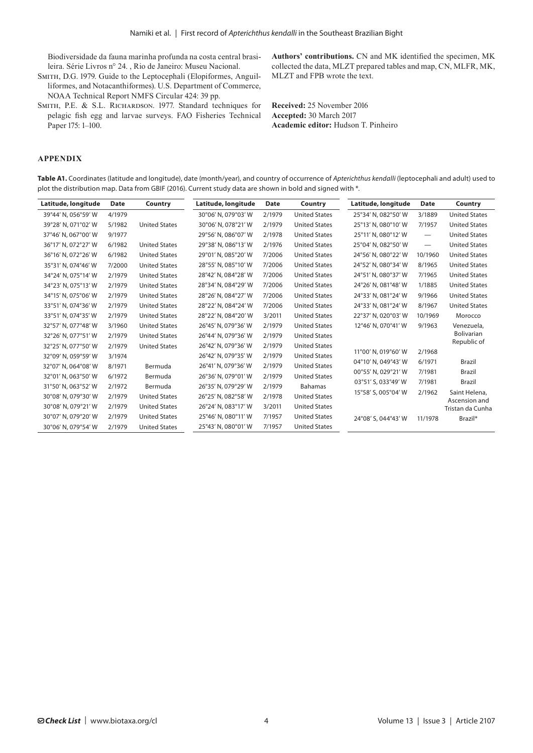Biodiversidade da fauna marinha profunda na costa central brasileira. Série Livros n° 24. , Rio de Janeiro: Museu Nacional.

Smith, D.G. 1979. Guide to the Leptocephali (Elopiformes, Anguilliformes, and Notacanthiformes). U.S. Department of Commerce, NOAA Technical Report NMFS Circular 424: 39 pp.

Smith, P.E. & S.L. Richardson. 1977. Standard techniques for pelagic fish egg and larvae surveys. FAO Fisheries Technical Paper 175: 1–100.

**Authors' contributions.** CN and MK identified the specimen, MK collected the data, MLZT prepared tables and map, CN, MLFR, MK, MLZT and FPB wrote the text.

**Received:** 25 November 2016
**Accepted:** 30 March 2017
**Academic editor:** Hudson T. Pinheiro

## APPENDIX

**Table A1.** Coordinates (latitude and longitude), date (month/year), and country of occurrence of *Apterichthus kendalli* (leptocephali and adult) used to plot the distribution map. Data from GBIF (2016). Current study data are shown in bold and signed with *.

| Latitude, longitude | Date | Country | Latitude, longitude | Date | Country | Latitude, longitude | Date | Country |
|---|---|---|---|---|---|---|---|---|
| 39°44′ N, 056°59′ W | 4/1979 | | 30°06′ N, 079°03′ W | 2/1979 | United States | 25°34′ N, 082°50′ W | 3/1889 | United States |
| 39°28′ N, 071°02′ W | 5/1982 | United States | 30°06′ N, 078°21′ W | 2/1979 | United States | 25°13′ N, 080°10′ W | 7/1957 | United States |
| 37°46′ N, 067°00′ W | 9/1977 | | 29°56′ N, 086°07′ W | 2/1978 | United States | 25°11′ N, 080°12′ W | — | United States |
| 36°17′ N, 072°27′ W | 6/1982 | United States | 29°38′ N, 086°13′ W | 2/1976 | United States | 25°04′ N, 082°50′ W | — | United States |
| 36°16′ N, 072°26′ W | 6/1982 | United States | 29°01′ N, 085°20′ W | 7/2006 | United States | 24°56′ N, 080°22′ W | 10/1960 | United States |
| 35°31′ N, 074°46′ W | 7/2000 | United States | 28°55′ N, 085°10′ W | 7/2006 | United States | 24°52′ N, 080°34′ W | 8/1965 | United States |
| 34°24′ N, 075°14′ W | 2/1979 | United States | 28°42′ N, 084°28′ W | 7/2006 | United States | 24°51′ N, 080°37′ W | 7/1965 | United States |
| 34°23′ N, 075°13′ W | 2/1979 | United States | 28°34′ N, 084°29′ W | 7/2006 | United States | 24°26′ N, 081°48′ W | 1/1885 | United States |
| 34°15′ N, 075°06′ W | 2/1979 | United States | 28°26′ N, 084°27′ W | 7/2006 | United States | 24°33′ N, 081°24′ W | 9/1966 | United States |
| 33°51′ N, 074°36′ W | 2/1979 | United States | 28°22′ N, 084°24′ W | 7/2006 | United States | 24°33′ N, 081°24′ W | 8/1967 | United States |
| 33°51′ N, 074°35′ W | 2/1979 | United States | 28°22′ N, 084°20′ W | 3/2011 | United States | 22°37′ N, 020°03′ W | 10/1969 | Morocco |
| 32°57′ N, 077°48′ W | 3/1960 | United States | 26°45′ N, 079°36′ W | 2/1979 | United States | 12°46′ N, 070°41′ W | 9/1963 | Venezuela, Bolivarian Republic of |
| 32°26′ N, 077°51′ W | 2/1979 | United States | 26°44′ N, 079°36′ W | 2/1979 | United States | | | |
| 32°25′ N, 077°50′ W | 2/1979 | United States | 26°42′ N, 079°36′ W | 2/1979 | United States | 11°00′ N, 019°60′ W | 2/1968 | |
| 32°09′ N, 059°59′ W | 3/1974 | | 26°42′ N, 079°35′ W | 2/1979 | United States | 04°10′ N, 049°43′ W | 6/1971 | Brazil |
| 32°07′ N, 064°08′ W | 8/1971 | Bermuda | 26°41′ N, 079°36′ W | 2/1979 | United States | 00°55′ N, 029°21′ W | 7/1981 | Brazil |
| 32°01′ N, 063°50′ W | 6/1972 | Bermuda | 26°36′ N, 079°01′ W | 2/1979 | United States | 03°51′ S, 033°49′ W | 7/1981 | Brazil |
| 31°50′ N, 063°52′ W | 2/1972 | Bermuda | 26°35′ N, 079°29′ W | 2/1979 | Bahamas | 15°58′ S, 005°04′ W | 2/1962 | Saint Helena, Ascension and Tristan da Cunha |
| 30°08′ N, 079°30′ W | 2/1979 | United States | 26°25′ N, 082°58′ W | 2/1978 | United States | | | |
| 30°08′ N, 079°21′ W | 2/1979 | United States | 26°24′ N, 083°17′ W | 3/2011 | United States | | | |
| 30°07′ N, 079°20′ W | 2/1979 | United States | 25°46′ N, 080°11′ W | 7/1957 | United States | **24°08′ S, 044°43′ W** | **11/1978** | **Brazil*** |
| 30°06′ N, 079°54′ W | 2/1979 | United States | 25°43′ N, 080°01′ W | 7/1957 | United States | | | |